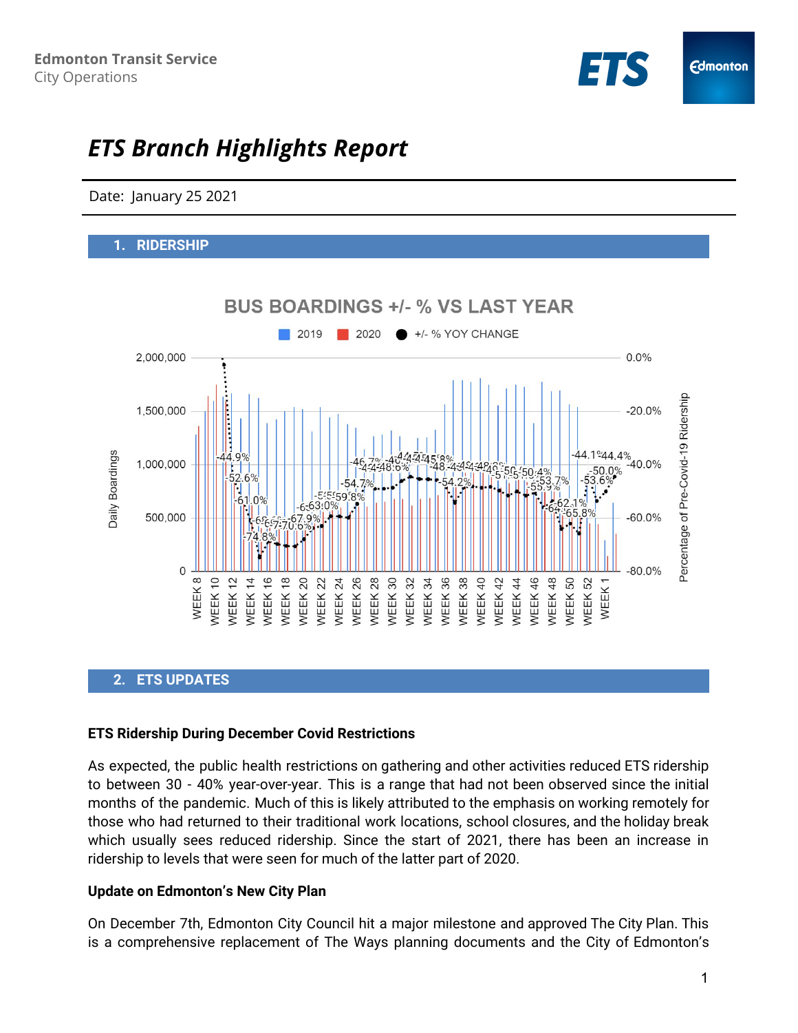Edmonton Transit Service
City Operations

# *ETS Branch Highlights Report*

Date: January 25 2021

## 1. RIDERSHIP

BUS BOARDINGS +/- % VS LAST YEAR

## 2. ETS UPDATES

**ETS Ridership During December Covid Restrictions**

As expected, the public health restrictions on gathering and other activities reduced ETS ridership to between 30 - 40% year-over-year. This is a range that had not been observed since the initial months of the pandemic. Much of this is likely attributed to the emphasis on working remotely for those who had returned to their traditional work locations, school closures, and the holiday break which usually sees reduced ridership. Since the start of 2021, there has been an increase in ridership to levels that were seen for much of the latter part of 2020.

**Update on Edmonton's New City Plan**

On December 7th, Edmonton City Council hit a major milestone and approved The City Plan. This is a comprehensive replacement of The Ways planning documents and the City of Edmonton's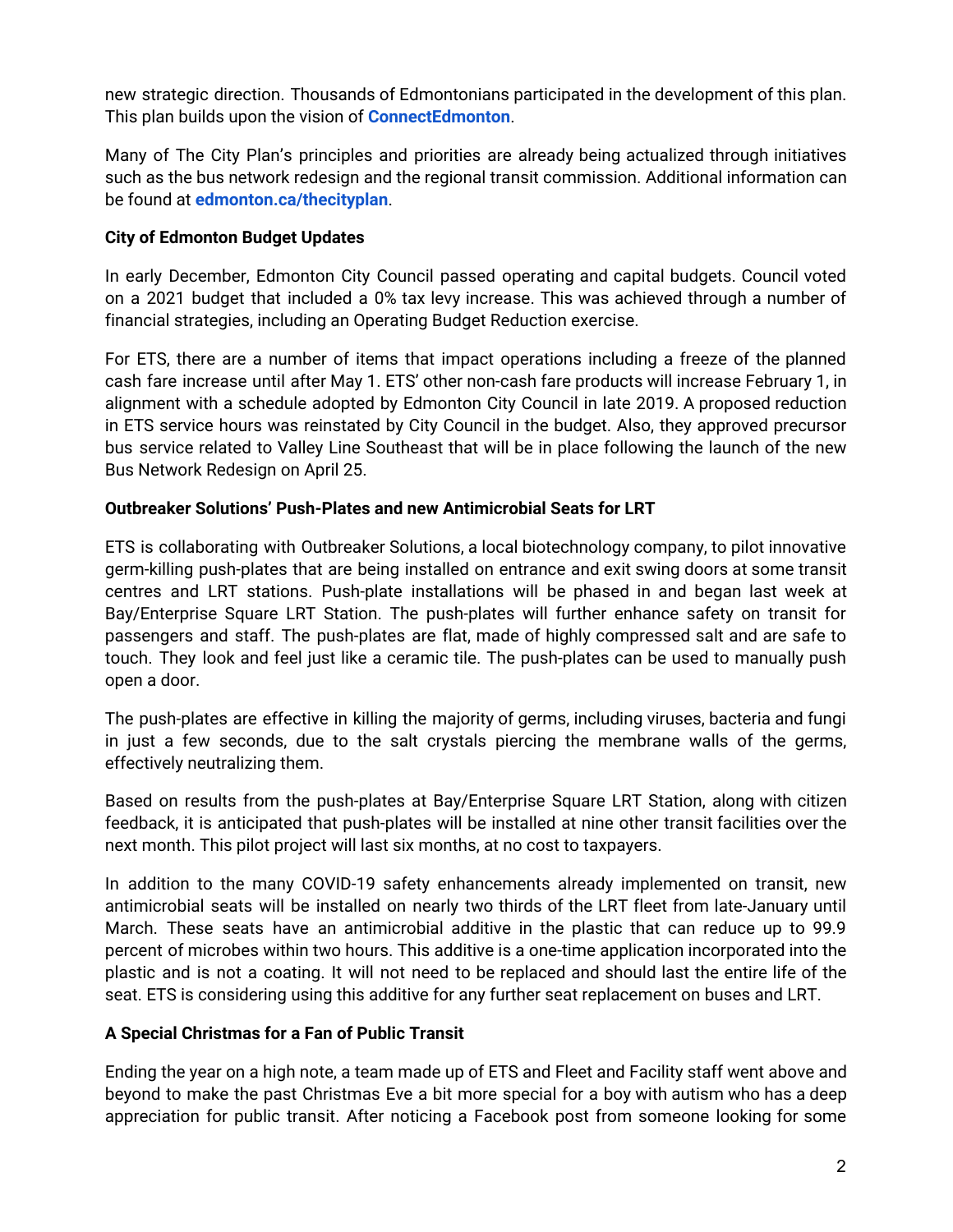new strategic direction. Thousands of Edmontonians participated in the development of this plan. This plan builds upon the vision of **ConnectEdmonton**.

Many of The City Plan's principles and priorities are already being actualized through initiatives such as the bus network redesign and the regional transit commission. Additional information can be found at **edmonton.ca/thecityplan**.

**City of Edmonton Budget Updates**

In early December, Edmonton City Council passed operating and capital budgets. Council voted on a 2021 budget that included a 0% tax levy increase. This was achieved through a number of financial strategies, including an Operating Budget Reduction exercise.

For ETS, there are a number of items that impact operations including a freeze of the planned cash fare increase until after May 1. ETS' other non-cash fare products will increase February 1, in alignment with a schedule adopted by Edmonton City Council in late 2019. A proposed reduction in ETS service hours was reinstated by City Council in the budget. Also, they approved precursor bus service related to Valley Line Southeast that will be in place following the launch of the new Bus Network Redesign on April 25.

**Outbreaker Solutions' Push-Plates and new Antimicrobial Seats for LRT**

ETS is collaborating with Outbreaker Solutions, a local biotechnology company, to pilot innovative germ-killing push-plates that are being installed on entrance and exit swing doors at some transit centres and LRT stations. Push-plate installations will be phased in and began last week at Bay/Enterprise Square LRT Station. The push-plates will further enhance safety on transit for passengers and staff. The push-plates are flat, made of highly compressed salt and are safe to touch. They look and feel just like a ceramic tile. The push-plates can be used to manually push open a door.

The push-plates are effective in killing the majority of germs, including viruses, bacteria and fungi in just a few seconds, due to the salt crystals piercing the membrane walls of the germs, effectively neutralizing them.

Based on results from the push-plates at Bay/Enterprise Square LRT Station, along with citizen feedback, it is anticipated that push-plates will be installed at nine other transit facilities over the next month. This pilot project will last six months, at no cost to taxpayers.

In addition to the many COVID-19 safety enhancements already implemented on transit, new antimicrobial seats will be installed on nearly two thirds of the LRT fleet from late-January until March. These seats have an antimicrobial additive in the plastic that can reduce up to 99.9 percent of microbes within two hours. This additive is a one-time application incorporated into the plastic and is not a coating. It will not need to be replaced and should last the entire life of the seat. ETS is considering using this additive for any further seat replacement on buses and LRT.

**A Special Christmas for a Fan of Public Transit**

Ending the year on a high note, a team made up of ETS and Fleet and Facility staff went above and beyond to make the past Christmas Eve a bit more special for a boy with autism who has a deep appreciation for public transit. After noticing a Facebook post from someone looking for some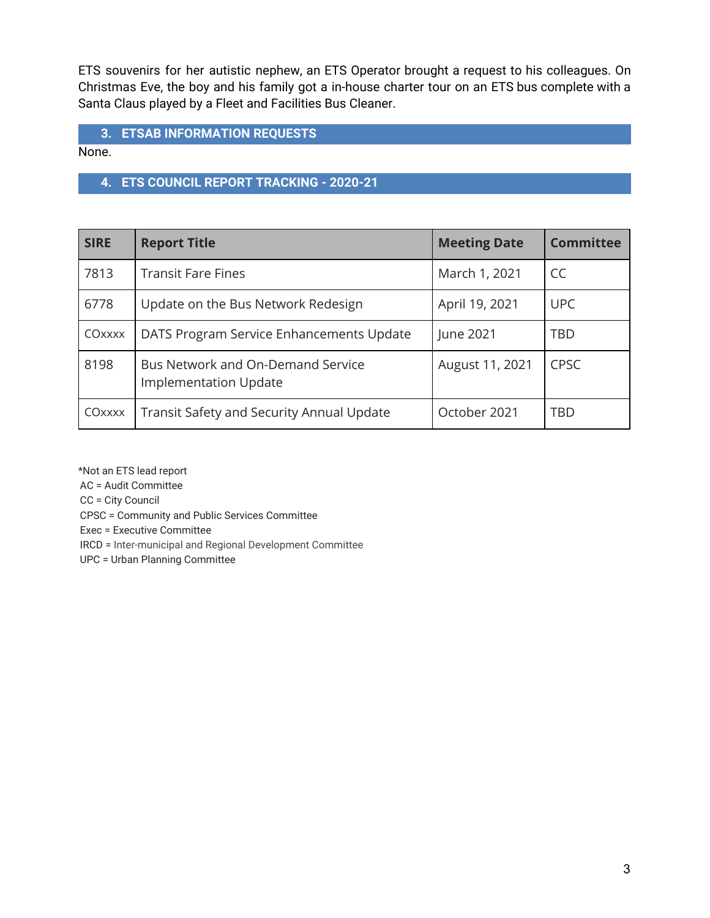ETS souvenirs for her autistic nephew, an ETS Operator brought a request to his colleagues. On Christmas Eve, the boy and his family got a in-house charter tour on an ETS bus complete with a Santa Claus played by a Fleet and Facilities Bus Cleaner.

## 3. ETSAB INFORMATION REQUESTS

None.

## 4. ETS COUNCIL REPORT TRACKING - 2020-21

| SIRE | Report Title | Meeting Date | Committee |
|---|---|---|---|
| 7813 | Transit Fare Fines | March 1, 2021 | CC |
| 6778 | Update on the Bus Network Redesign | April 19, 2021 | UPC |
| COxxxx | DATS Program Service Enhancements Update | June 2021 | TBD |
| 8198 | Bus Network and On-Demand Service Implementation Update | August 11, 2021 | CPSC |
| COxxxx | Transit Safety and Security Annual Update | October 2021 | TBD |

*Not an ETS lead report
AC = Audit Committee
CC = City Council
CPSC = Community and Public Services Committee
Exec = Executive Committee
IRCD = Inter-municipal and Regional Development Committee
UPC = Urban Planning Committee